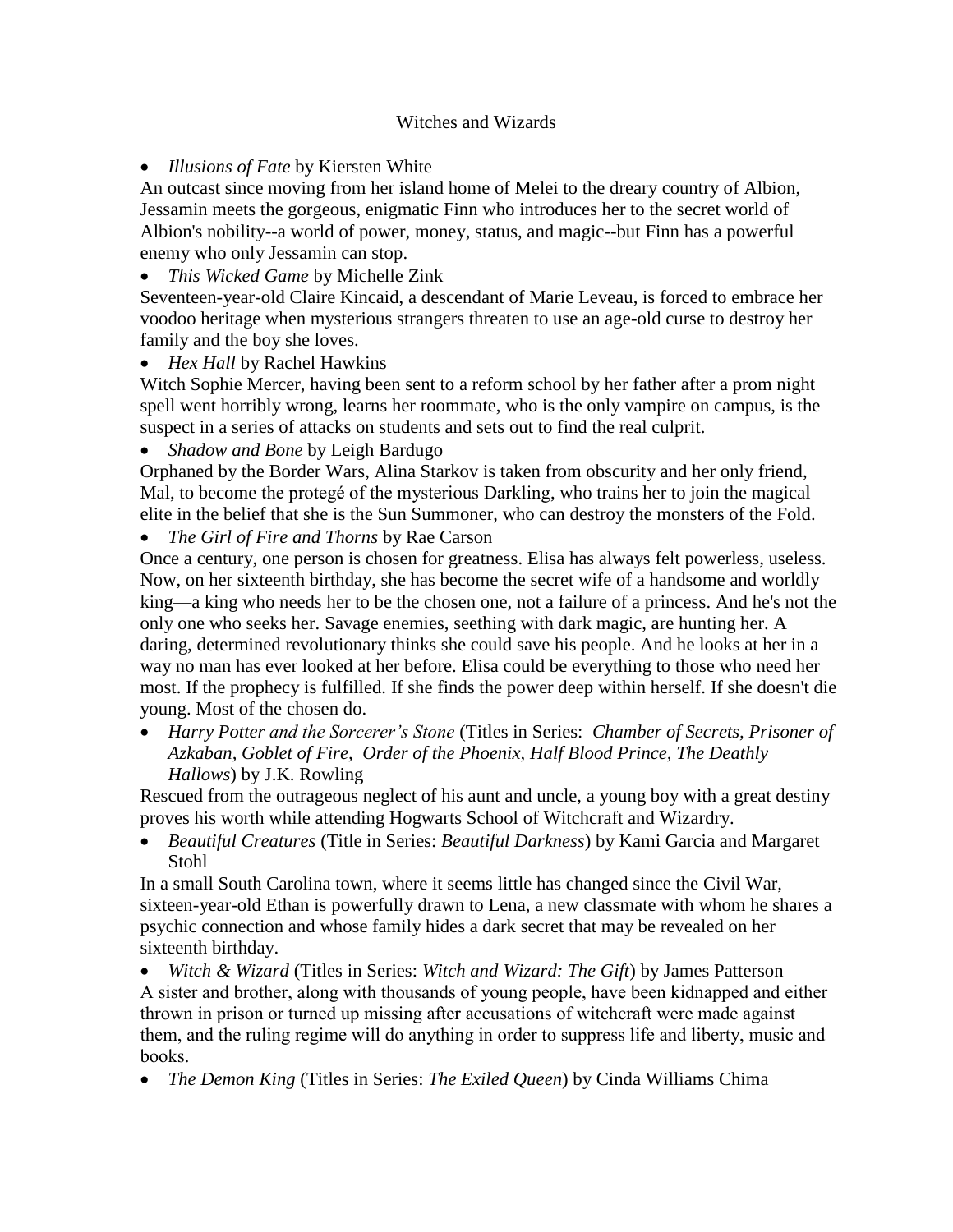# Witches and Wizards

- *Illusions of Fate* by Kiersten White

An outcast since moving from her island home of Melei to the dreary country of Albion, Jessamin meets the gorgeous, enigmatic Finn who introduces her to the secret world of Albion's nobility--a world of power, money, status, and magic--but Finn has a powerful enemy who only Jessamin can stop.

- *This Wicked Game* by Michelle Zink

Seventeen-year-old Claire Kincaid, a descendant of Marie Leveau, is forced to embrace her voodoo heritage when mysterious strangers threaten to use an age-old curse to destroy her family and the boy she loves.

- *Hex Hall* by Rachel Hawkins

Witch Sophie Mercer, having been sent to a reform school by her father after a prom night spell went horribly wrong, learns her roommate, who is the only vampire on campus, is the suspect in a series of attacks on students and sets out to find the real culprit.

- *Shadow and Bone* by Leigh Bardugo

Orphaned by the Border Wars, Alina Starkov is taken from obscurity and her only friend, Mal, to become the protegé of the mysterious Darkling, who trains her to join the magical elite in the belief that she is the Sun Summoner, who can destroy the monsters of the Fold.

- *The Girl of Fire and Thorns* by Rae Carson

Once a century, one person is chosen for greatness. Elisa has always felt powerless, useless. Now, on her sixteenth birthday, she has become the secret wife of a handsome and worldly king—a king who needs her to be the chosen one, not a failure of a princess. And he's not the only one who seeks her. Savage enemies, seething with dark magic, are hunting her. A daring, determined revolutionary thinks she could save his people. And he looks at her in a way no man has ever looked at her before. Elisa could be everything to those who need her most. If the prophecy is fulfilled. If she finds the power deep within herself. If she doesn't die young. Most of the chosen do.

- *Harry Potter and the Sorcerer's Stone* (Titles in Series: *Chamber of Secrets, Prisoner of Azkaban, Goblet of Fire, Order of the Phoenix, Half Blood Prince, The Deathly Hallows*) by J.K. Rowling

Rescued from the outrageous neglect of his aunt and uncle, a young boy with a great destiny proves his worth while attending Hogwarts School of Witchcraft and Wizardry.

- *Beautiful Creatures* (Title in Series: *Beautiful Darkness*) by Kami Garcia and Margaret Stohl

In a small South Carolina town, where it seems little has changed since the Civil War, sixteen-year-old Ethan is powerfully drawn to Lena, a new classmate with whom he shares a psychic connection and whose family hides a dark secret that may be revealed on her sixteenth birthday.

- *Witch & Wizard* (Titles in Series: *Witch and Wizard: The Gift*) by James Patterson

A sister and brother, along with thousands of young people, have been kidnapped and either thrown in prison or turned up missing after accusations of witchcraft were made against them, and the ruling regime will do anything in order to suppress life and liberty, music and books.

- *The Demon King* (Titles in Series: *The Exiled Queen*) by Cinda Williams Chima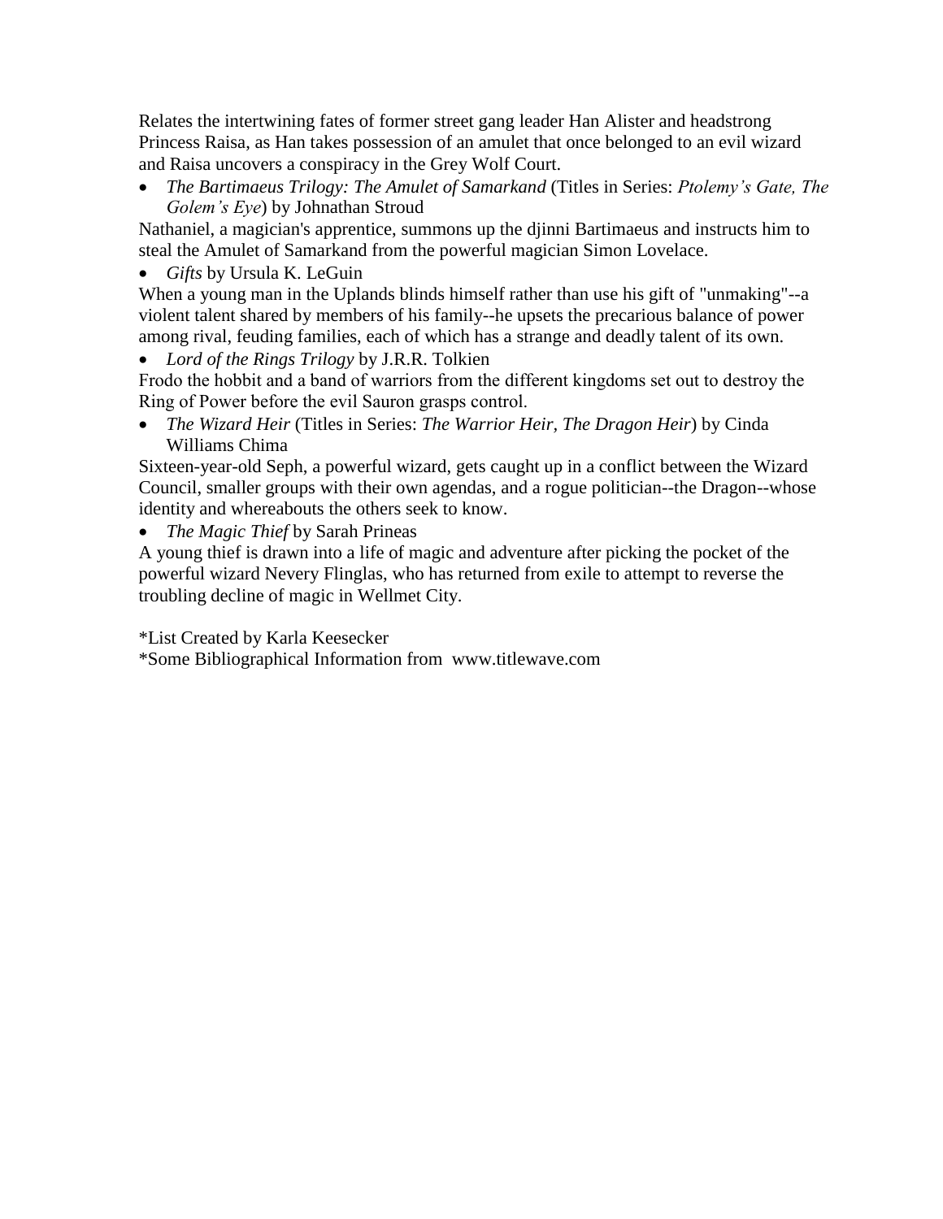Relates the intertwining fates of former street gang leader Han Alister and headstrong Princess Raisa, as Han takes possession of an amulet that once belonged to an evil wizard and Raisa uncovers a conspiracy in the Grey Wolf Court.

- *The Bartimaeus Trilogy: The Amulet of Samarkand* (Titles in Series: *Ptolemy's Gate, The Golem's Eye*) by Johnathan Stroud

Nathaniel, a magician's apprentice, summons up the djinni Bartimaeus and instructs him to steal the Amulet of Samarkand from the powerful magician Simon Lovelace.

- *Gifts* by Ursula K. LeGuin

When a young man in the Uplands blinds himself rather than use his gift of "unmaking"--a violent talent shared by members of his family--he upsets the precarious balance of power among rival, feuding families, each of which has a strange and deadly talent of its own.

- *Lord of the Rings Trilogy* by J.R.R. Tolkien

Frodo the hobbit and a band of warriors from the different kingdoms set out to destroy the Ring of Power before the evil Sauron grasps control.

- *The Wizard Heir* (Titles in Series: *The Warrior Heir*, *The Dragon Heir*) by Cinda Williams Chima

Sixteen-year-old Seph, a powerful wizard, gets caught up in a conflict between the Wizard Council, smaller groups with their own agendas, and a rogue politician--the Dragon--whose identity and whereabouts the others seek to know.

- *The Magic Thief* by Sarah Prineas

A young thief is drawn into a life of magic and adventure after picking the pocket of the powerful wizard Nevery Flinglas, who has returned from exile to attempt to reverse the troubling decline of magic in Wellmet City.

*List Created by Karla Keesecker

*Some Bibliographical Information from www.titlewave.com